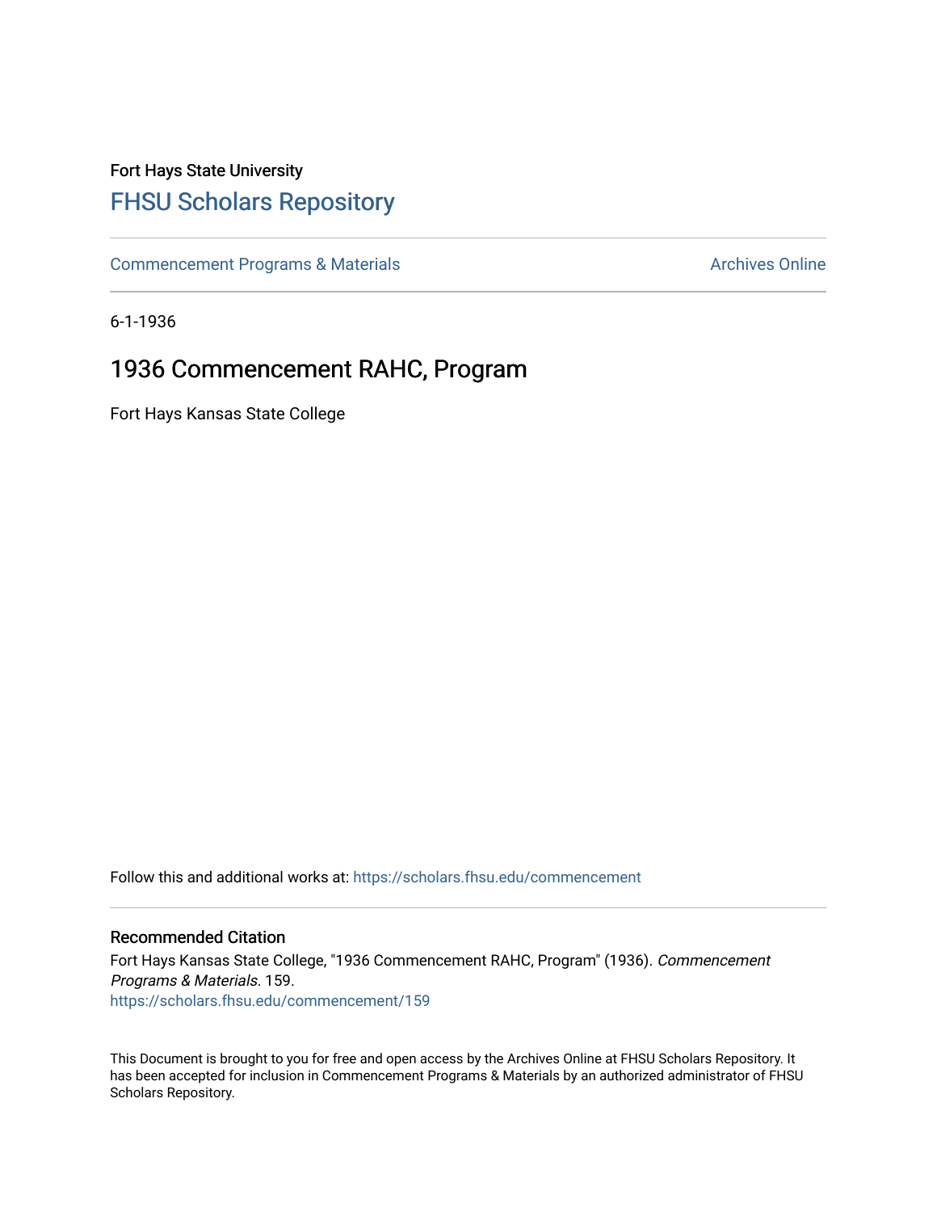Fort Hays State University

# FHSU Scholars Repository

Commencement Programs & Materials

Archives Online

6-1-1936

## 1936 Commencement RAHC, Program

Fort Hays Kansas State College

Follow this and additional works at: https://scholars.fhsu.edu/commencement

### Recommended Citation

Fort Hays Kansas State College, "1936 Commencement RAHC, Program" (1936). *Commencement Programs & Materials*. 159.
https://scholars.fhsu.edu/commencement/159

This Document is brought to you for free and open access by the Archives Online at FHSU Scholars Repository. It has been accepted for inclusion in Commencement Programs & Materials by an authorized administrator of FHSU Scholars Repository.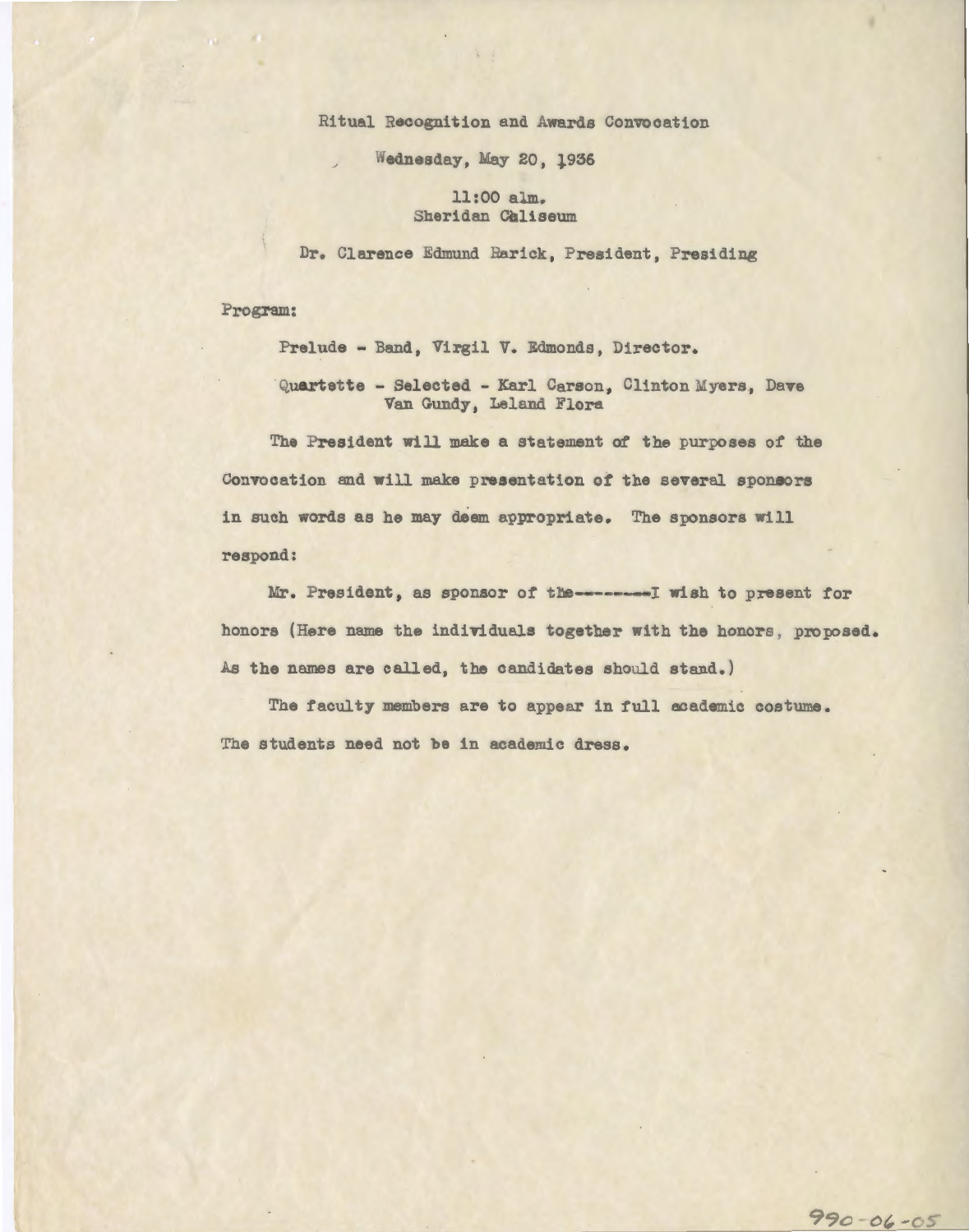Ritual Recognition and Awards Convocation

Wednesday, May 20, 1936

11:00 a.m.
Sheridan Coliseum

Dr. Clarence Edmund Rarick, President, Presiding

Program:

Prelude - Band, Virgil V. Edmonds, Director.

Quartette - Selected - Karl Carson, Clinton Myers, Dave Van Gundy, Leland Flora

The President will make a statement of the purposes of the Convocation and will make presentation of the several sponsors in such words as he may deem appropriate. The sponsors will respond:

Mr. President, as sponsor of the--------I wish to present for honors (Here name the individuals together with the honors, proposed. As the names are called, the candidates should stand.)

The faculty members are to appear in full academic costume. The students need not be in academic dress.

990-06-05